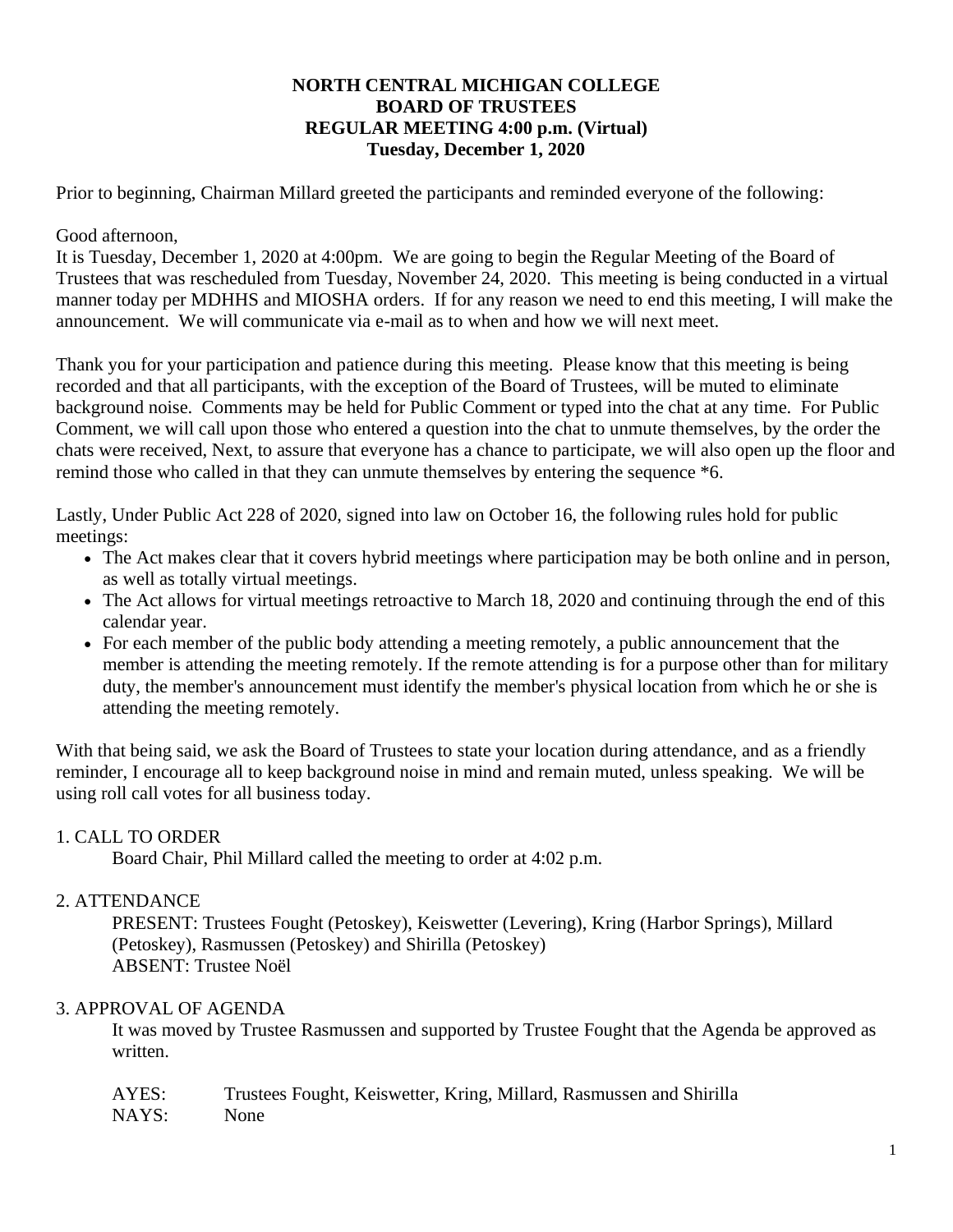**NORTH CENTRAL MICHIGAN COLLEGE**
**BOARD OF TRUSTEES**
**REGULAR MEETING 4:00 p.m. (Virtual)**
**Tuesday, December 1, 2020**

Prior to beginning, Chairman Millard greeted the participants and reminded everyone of the following:

Good afternoon,
It is Tuesday, December 1, 2020 at 4:00pm. We are going to begin the Regular Meeting of the Board of Trustees that was rescheduled from Tuesday, November 24, 2020. This meeting is being conducted in a virtual manner today per MDHHS and MIOSHA orders. If for any reason we need to end this meeting, I will make the announcement. We will communicate via e-mail as to when and how we will next meet.

Thank you for your participation and patience during this meeting. Please know that this meeting is being recorded and that all participants, with the exception of the Board of Trustees, will be muted to eliminate background noise. Comments may be held for Public Comment or typed into the chat at any time. For Public Comment, we will call upon those who entered a question into the chat to unmute themselves, by the order the chats were received, Next, to assure that everyone has a chance to participate, we will also open up the floor and remind those who called in that they can unmute themselves by entering the sequence *6.

Lastly, Under Public Act 228 of 2020, signed into law on October 16, the following rules hold for public meetings:

- The Act makes clear that it covers hybrid meetings where participation may be both online and in person, as well as totally virtual meetings.
- The Act allows for virtual meetings retroactive to March 18, 2020 and continuing through the end of this calendar year.
- For each member of the public body attending a meeting remotely, a public announcement that the member is attending the meeting remotely. If the remote attending is for a purpose other than for military duty, the member's announcement must identify the member's physical location from which he or she is attending the meeting remotely.

With that being said, we ask the Board of Trustees to state your location during attendance, and as a friendly reminder, I encourage all to keep background noise in mind and remain muted, unless speaking. We will be using roll call votes for all business today.

1. CALL TO ORDER

Board Chair, Phil Millard called the meeting to order at 4:02 p.m.

2. ATTENDANCE

PRESENT: Trustees Fought (Petoskey), Keiswetter (Levering), Kring (Harbor Springs), Millard (Petoskey), Rasmussen (Petoskey) and Shirilla (Petoskey)
ABSENT: Trustee Noël

3. APPROVAL OF AGENDA

It was moved by Trustee Rasmussen and supported by Trustee Fought that the Agenda be approved as written.

AYES: Trustees Fought, Keiswetter, Kring, Millard, Rasmussen and Shirilla
NAYS: None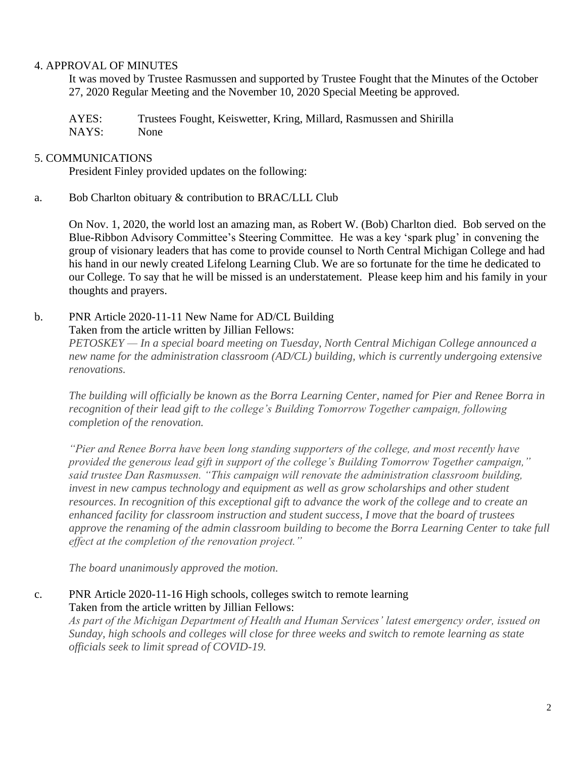4. APPROVAL OF MINUTES

It was moved by Trustee Rasmussen and supported by Trustee Fought that the Minutes of the October 27, 2020 Regular Meeting and the November 10, 2020 Special Meeting be approved.

AYES: Trustees Fought, Keiswetter, Kring, Millard, Rasmussen and Shirilla
NAYS: None

5. COMMUNICATIONS

President Finley provided updates on the following:

a. Bob Charlton obituary & contribution to BRAC/LLL Club

On Nov. 1, 2020, the world lost an amazing man, as Robert W. (Bob) Charlton died. Bob served on the Blue-Ribbon Advisory Committee's Steering Committee. He was a key 'spark plug' in convening the group of visionary leaders that has come to provide counsel to North Central Michigan College and had his hand in our newly created Lifelong Learning Club. We are so fortunate for the time he dedicated to our College. To say that he will be missed is an understatement. Please keep him and his family in your thoughts and prayers.

b. PNR Article 2020-11-11 New Name for AD/CL Building

Taken from the article written by Jillian Fellows:

*PETOSKEY — In a special board meeting on Tuesday, North Central Michigan College announced a new name for the administration classroom (AD/CL) building, which is currently undergoing extensive renovations.*

*The building will officially be known as the Borra Learning Center, named for Pier and Renee Borra in recognition of their lead gift to the college's Building Tomorrow Together campaign, following completion of the renovation.*

*"Pier and Renee Borra have been long standing supporters of the college, and most recently have provided the generous lead gift in support of the college's Building Tomorrow Together campaign," said trustee Dan Rasmussen. "This campaign will renovate the administration classroom building, invest in new campus technology and equipment as well as grow scholarships and other student resources. In recognition of this exceptional gift to advance the work of the college and to create an enhanced facility for classroom instruction and student success, I move that the board of trustees approve the renaming of the admin classroom building to become the Borra Learning Center to take full effect at the completion of the renovation project."*

*The board unanimously approved the motion.*

c. PNR Article 2020-11-16 High schools, colleges switch to remote learning

Taken from the article written by Jillian Fellows:

*As part of the Michigan Department of Health and Human Services' latest emergency order, issued on Sunday, high schools and colleges will close for three weeks and switch to remote learning as state officials seek to limit spread of COVID-19.*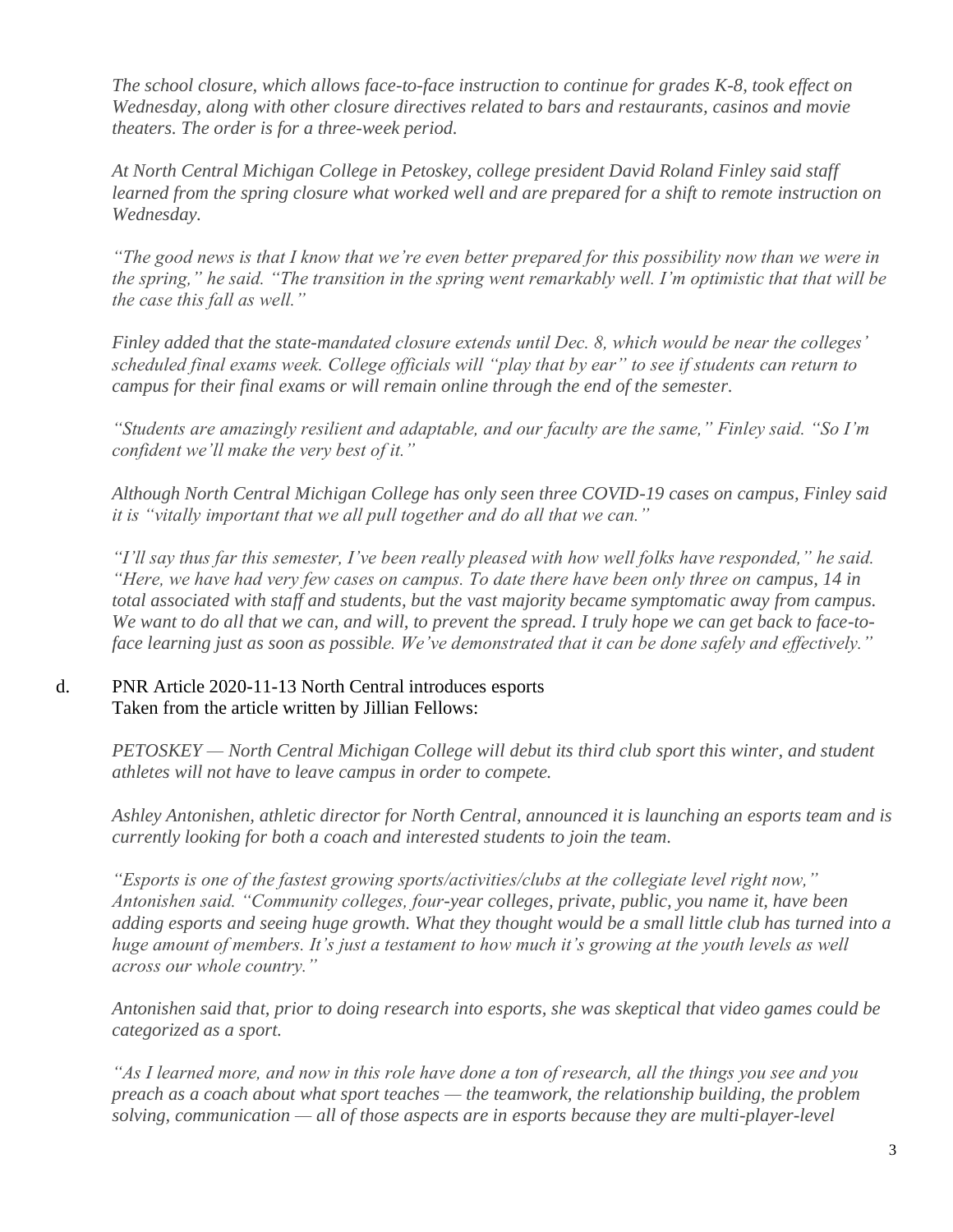*The school closure, which allows face-to-face instruction to continue for grades K-8, took effect on Wednesday, along with other closure directives related to bars and restaurants, casinos and movie theaters. The order is for a three-week period.*

*At North Central Michigan College in Petoskey, college president David Roland Finley said staff learned from the spring closure what worked well and are prepared for a shift to remote instruction on Wednesday.*

*"The good news is that I know that we're even better prepared for this possibility now than we were in the spring," he said. "The transition in the spring went remarkably well. I'm optimistic that that will be the case this fall as well."*

*Finley added that the state-mandated closure extends until Dec. 8, which would be near the colleges' scheduled final exams week. College officials will "play that by ear" to see if students can return to campus for their final exams or will remain online through the end of the semester.*

*"Students are amazingly resilient and adaptable, and our faculty are the same," Finley said. "So I'm confident we'll make the very best of it."*

*Although North Central Michigan College has only seen three COVID-19 cases on campus, Finley said it is "vitally important that we all pull together and do all that we can."*

*"I'll say thus far this semester, I've been really pleased with how well folks have responded," he said. "Here, we have had very few cases on campus. To date there have been only three on campus, 14 in total associated with staff and students, but the vast majority became symptomatic away from campus. We want to do all that we can, and will, to prevent the spread. I truly hope we can get back to face-to-face learning just as soon as possible. We've demonstrated that it can be done safely and effectively."*

d. PNR Article 2020-11-13 North Central introduces esports
Taken from the article written by Jillian Fellows:

*PETOSKEY — North Central Michigan College will debut its third club sport this winter, and student athletes will not have to leave campus in order to compete.*

*Ashley Antonishen, athletic director for North Central, announced it is launching an esports team and is currently looking for both a coach and interested students to join the team.*

*"Esports is one of the fastest growing sports/activities/clubs at the collegiate level right now," Antonishen said. "Community colleges, four-year colleges, private, public, you name it, have been adding esports and seeing huge growth. What they thought would be a small little club has turned into a huge amount of members. It's just a testament to how much it's growing at the youth levels as well across our whole country."*

*Antonishen said that, prior to doing research into esports, she was skeptical that video games could be categorized as a sport.*

*"As I learned more, and now in this role have done a ton of research, all the things you see and you preach as a coach about what sport teaches — the teamwork, the relationship building, the problem solving, communication — all of those aspects are in esports because they are multi-player-level*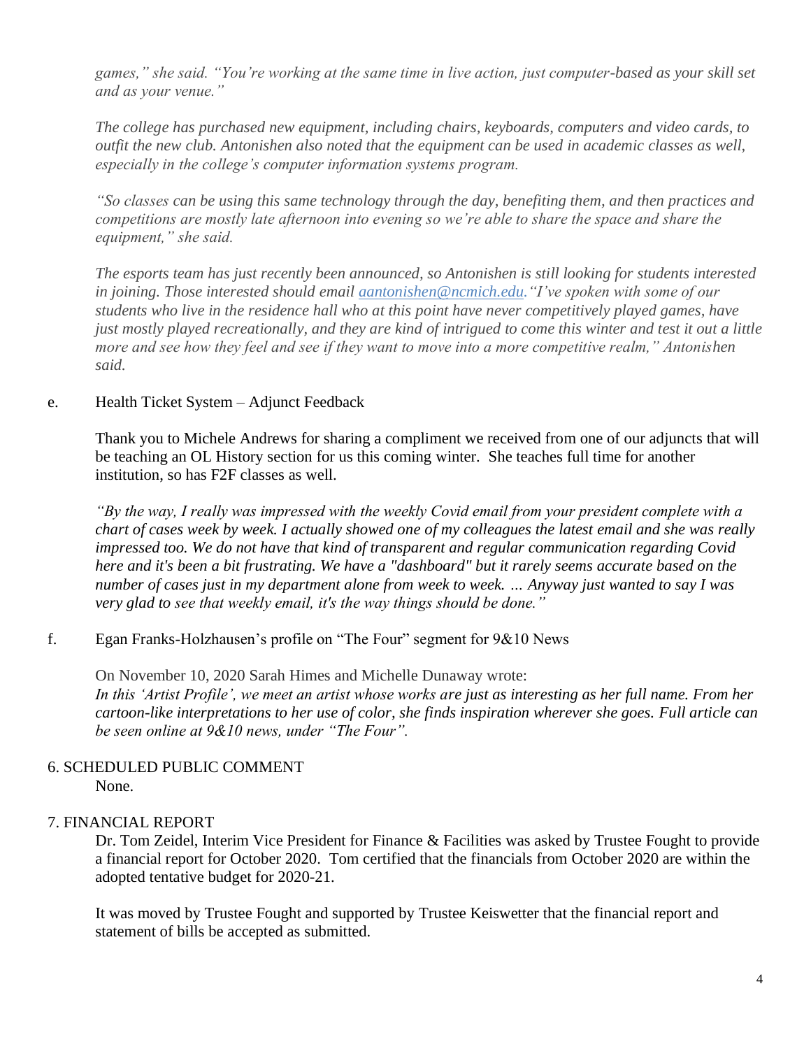*games," she said. "You're working at the same time in live action, just computer-based as your skill set and as your venue."*

*The college has purchased new equipment, including chairs, keyboards, computers and video cards, to outfit the new club. Antonishen also noted that the equipment can be used in academic classes as well, especially in the college's computer information systems program.*

*"So classes can be using this same technology through the day, benefiting them, and then practices and competitions are mostly late afternoon into evening so we're able to share the space and share the equipment," she said.*

*The esports team has just recently been announced, so Antonishen is still looking for students interested in joining. Those interested should email [aantonishen@ncmich.edu](mailto:aantonishen@ncmich.edu)."I've spoken with some of our students who live in the residence hall who at this point have never competitively played games, have just mostly played recreationally, and they are kind of intrigued to come this winter and test it out a little more and see how they feel and see if they want to move into a more competitive realm," Antonishen said.*

e. Health Ticket System – Adjunct Feedback

Thank you to Michele Andrews for sharing a compliment we received from one of our adjuncts that will be teaching an OL History section for us this coming winter. She teaches full time for another institution, so has F2F classes as well.

*"By the way, I really was impressed with the weekly Covid email from your president complete with a chart of cases week by week. I actually showed one of my colleagues the latest email and she was really impressed too. We do not have that kind of transparent and regular communication regarding Covid here and it's been a bit frustrating. We have a "dashboard" but it rarely seems accurate based on the number of cases just in my department alone from week to week. … Anyway just wanted to say I was very glad to see that weekly email, it's the way things should be done."*

f. Egan Franks-Holzhausen's profile on "The Four" segment for 9&10 News

On November 10, 2020 Sarah Himes and Michelle Dunaway wrote:
*In this 'Artist Profile', we meet an artist whose works are just as interesting as her full name. From her cartoon-like interpretations to her use of color, she finds inspiration wherever she goes. Full article can be seen online at 9&10 news, under "The Four".*

## 6. SCHEDULED PUBLIC COMMENT

None.

## 7. FINANCIAL REPORT

Dr. Tom Zeidel, Interim Vice President for Finance & Facilities was asked by Trustee Fought to provide a financial report for October 2020. Tom certified that the financials from October 2020 are within the adopted tentative budget for 2020-21.

It was moved by Trustee Fought and supported by Trustee Keiswetter that the financial report and statement of bills be accepted as submitted.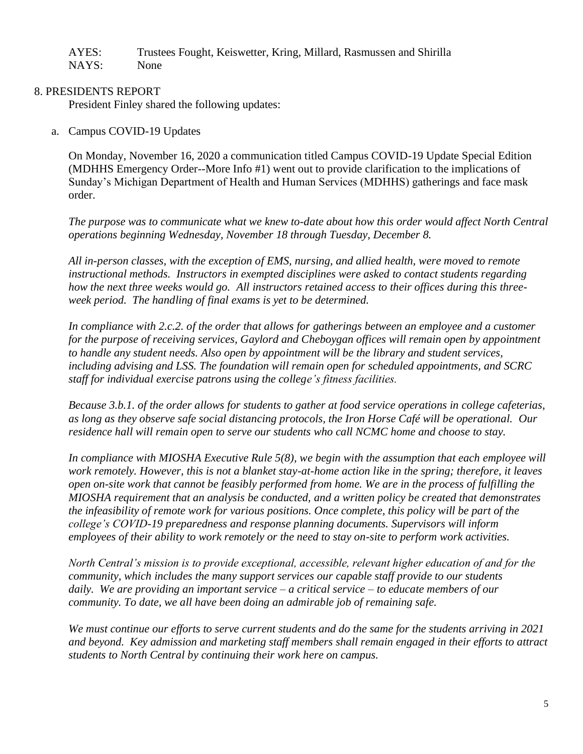AYES: Trustees Fought, Keiswetter, Kring, Millard, Rasmussen and Shirilla
NAYS: None

## 8. PRESIDENTS REPORT

President Finley shared the following updates:

a. Campus COVID-19 Updates

On Monday, November 16, 2020 a communication titled Campus COVID-19 Update Special Edition (MDHHS Emergency Order--More Info #1) went out to provide clarification to the implications of Sunday's Michigan Department of Health and Human Services (MDHHS) gatherings and face mask order.

*The purpose was to communicate what we knew to-date about how this order would affect North Central operations beginning Wednesday, November 18 through Tuesday, December 8.*

*All in-person classes, with the exception of EMS, nursing, and allied health, were moved to remote instructional methods. Instructors in exempted disciplines were asked to contact students regarding how the next three weeks would go. All instructors retained access to their offices during this three-week period. The handling of final exams is yet to be determined.*

*In compliance with 2.c.2. of the order that allows for gatherings between an employee and a customer for the purpose of receiving services, Gaylord and Cheboygan offices will remain open by appointment to handle any student needs. Also open by appointment will be the library and student services, including advising and LSS. The foundation will remain open for scheduled appointments, and SCRC staff for individual exercise patrons using the college's fitness facilities.*

*Because 3.b.1. of the order allows for students to gather at food service operations in college cafeterias, as long as they observe safe social distancing protocols, the Iron Horse Café will be operational. Our residence hall will remain open to serve our students who call NCMC home and choose to stay.*

*In compliance with MIOSHA Executive Rule 5(8), we begin with the assumption that each employee will work remotely. However, this is not a blanket stay-at-home action like in the spring; therefore, it leaves open on-site work that cannot be feasibly performed from home. We are in the process of fulfilling the MIOSHA requirement that an analysis be conducted, and a written policy be created that demonstrates the infeasibility of remote work for various positions. Once complete, this policy will be part of the college's COVID-19 preparedness and response planning documents. Supervisors will inform employees of their ability to work remotely or the need to stay on-site to perform work activities.*

*North Central's mission is to provide exceptional, accessible, relevant higher education of and for the community, which includes the many support services our capable staff provide to our students daily. We are providing an important service – a critical service – to educate members of our community. To date, we all have been doing an admirable job of remaining safe.*

*We must continue our efforts to serve current students and do the same for the students arriving in 2021 and beyond. Key admission and marketing staff members shall remain engaged in their efforts to attract students to North Central by continuing their work here on campus.*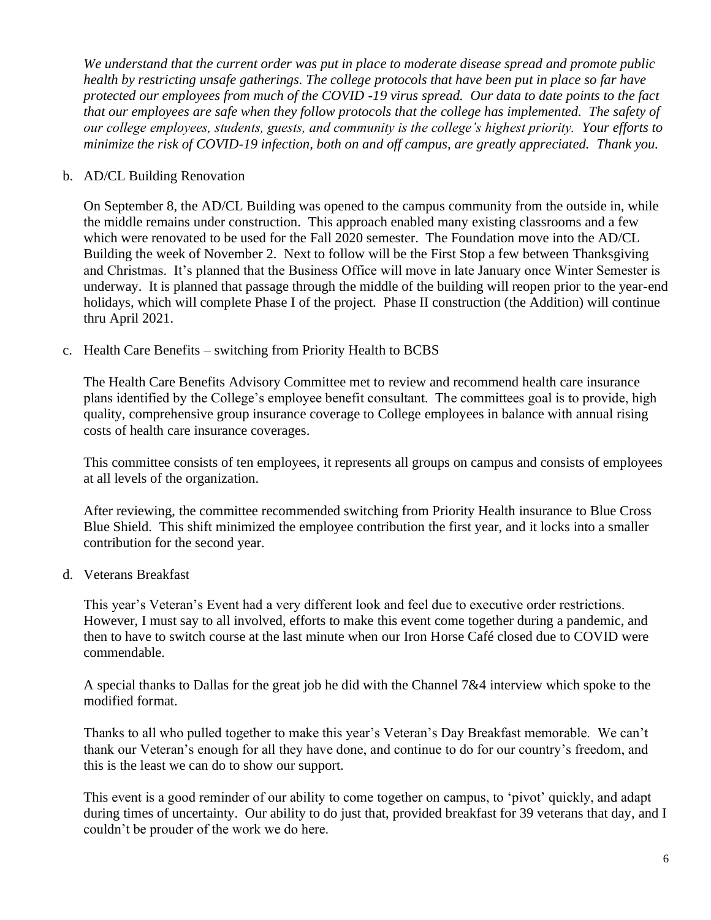*We understand that the current order was put in place to moderate disease spread and promote public health by restricting unsafe gatherings. The college protocols that have been put in place so far have protected our employees from much of the COVID -19 virus spread. Our data to date points to the fact that our employees are safe when they follow protocols that the college has implemented. The safety of our college employees, students, guests, and community is the college's highest priority. Your efforts to minimize the risk of COVID-19 infection, both on and off campus, are greatly appreciated. Thank you.*

b. AD/CL Building Renovation

On September 8, the AD/CL Building was opened to the campus community from the outside in, while the middle remains under construction. This approach enabled many existing classrooms and a few which were renovated to be used for the Fall 2020 semester. The Foundation move into the AD/CL Building the week of November 2. Next to follow will be the First Stop a few between Thanksgiving and Christmas. It's planned that the Business Office will move in late January once Winter Semester is underway. It is planned that passage through the middle of the building will reopen prior to the year-end holidays, which will complete Phase I of the project. Phase II construction (the Addition) will continue thru April 2021.

c. Health Care Benefits – switching from Priority Health to BCBS

The Health Care Benefits Advisory Committee met to review and recommend health care insurance plans identified by the College's employee benefit consultant. The committees goal is to provide, high quality, comprehensive group insurance coverage to College employees in balance with annual rising costs of health care insurance coverages.

This committee consists of ten employees, it represents all groups on campus and consists of employees at all levels of the organization.

After reviewing, the committee recommended switching from Priority Health insurance to Blue Cross Blue Shield. This shift minimized the employee contribution the first year, and it locks into a smaller contribution for the second year.

d. Veterans Breakfast

This year's Veteran's Event had a very different look and feel due to executive order restrictions. However, I must say to all involved, efforts to make this event come together during a pandemic, and then to have to switch course at the last minute when our Iron Horse Café closed due to COVID were commendable.

A special thanks to Dallas for the great job he did with the Channel 7&4 interview which spoke to the modified format.

Thanks to all who pulled together to make this year's Veteran's Day Breakfast memorable. We can't thank our Veteran's enough for all they have done, and continue to do for our country's freedom, and this is the least we can do to show our support.

This event is a good reminder of our ability to come together on campus, to 'pivot' quickly, and adapt during times of uncertainty. Our ability to do just that, provided breakfast for 39 veterans that day, and I couldn't be prouder of the work we do here.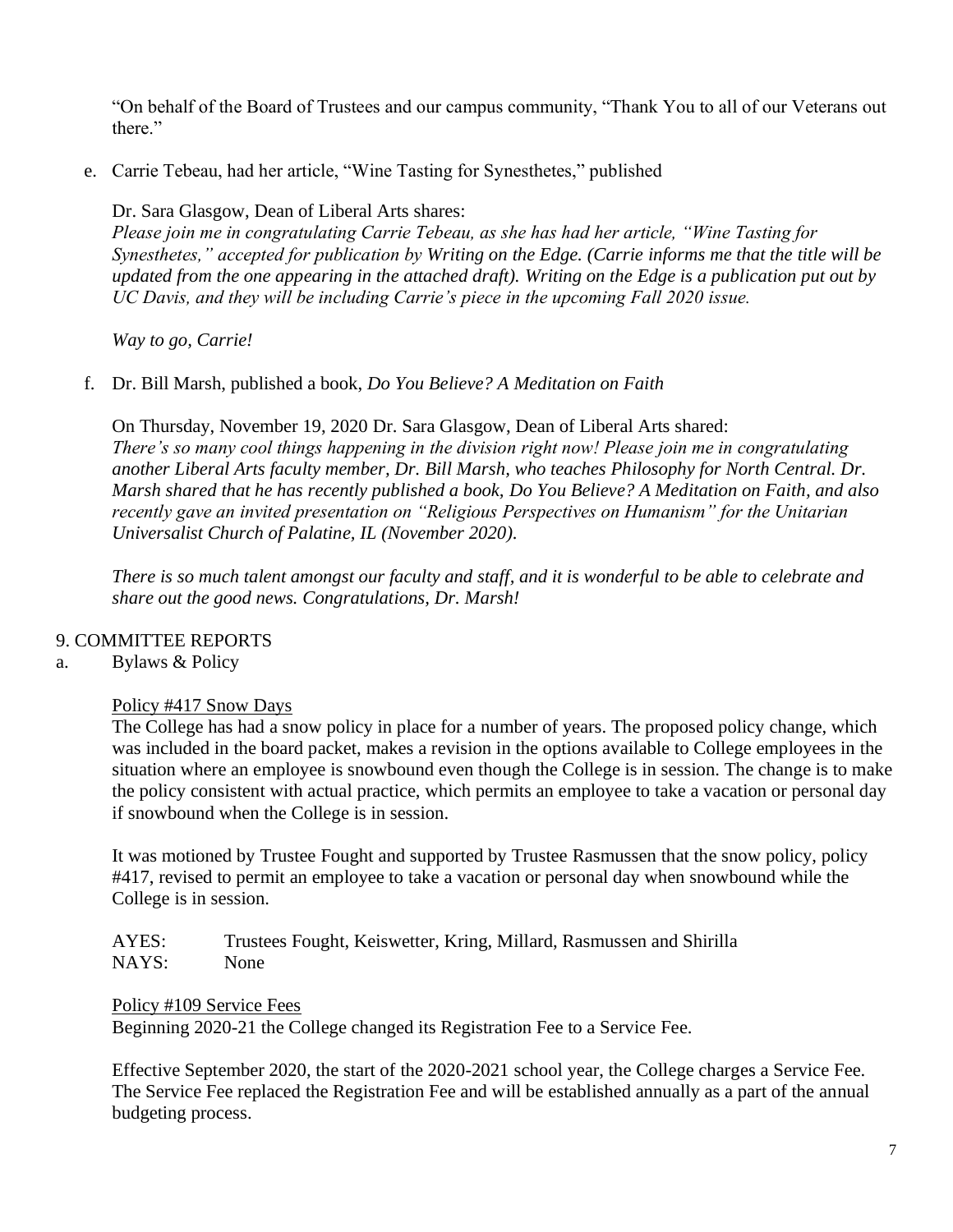"On behalf of the Board of Trustees and our campus community, "Thank You to all of our Veterans out there."

e. Carrie Tebeau, had her article, "Wine Tasting for Synesthetes," published

   Dr. Sara Glasgow, Dean of Liberal Arts shares:
   *Please join me in congratulating Carrie Tebeau, as she has had her article, "Wine Tasting for Synesthetes," accepted for publication by Writing on the Edge. (Carrie informs me that the title will be updated from the one appearing in the attached draft). Writing on the Edge is a publication put out by UC Davis, and they will be including Carrie's piece in the upcoming Fall 2020 issue.*

   *Way to go, Carrie!*

f. Dr. Bill Marsh, published a book, *Do You Believe? A Meditation on Faith*

   On Thursday, November 19, 2020 Dr. Sara Glasgow, Dean of Liberal Arts shared:
   *There's so many cool things happening in the division right now! Please join me in congratulating another Liberal Arts faculty member, Dr. Bill Marsh, who teaches Philosophy for North Central. Dr. Marsh shared that he has recently published a book, Do You Believe? A Meditation on Faith, and also recently gave an invited presentation on "Religious Perspectives on Humanism" for the Unitarian Universalist Church of Palatine, IL (November 2020).*

   *There is so much talent amongst our faculty and staff, and it is wonderful to be able to celebrate and share out the good news. Congratulations, Dr. Marsh!*

## 9. COMMITTEE REPORTS

a. Bylaws & Policy

Policy #417 Snow Days

The College has had a snow policy in place for a number of years. The proposed policy change, which was included in the board packet, makes a revision in the options available to College employees in the situation where an employee is snowbound even though the College is in session. The change is to make the policy consistent with actual practice, which permits an employee to take a vacation or personal day if snowbound when the College is in session.

It was motioned by Trustee Fought and supported by Trustee Rasmussen that the snow policy, policy #417, revised to permit an employee to take a vacation or personal day when snowbound while the College is in session.

AYES: Trustees Fought, Keiswetter, Kring, Millard, Rasmussen and Shirilla
NAYS: None

Policy #109 Service Fees

Beginning 2020-21 the College changed its Registration Fee to a Service Fee.

Effective September 2020, the start of the 2020-2021 school year, the College charges a Service Fee. The Service Fee replaced the Registration Fee and will be established annually as a part of the annual budgeting process.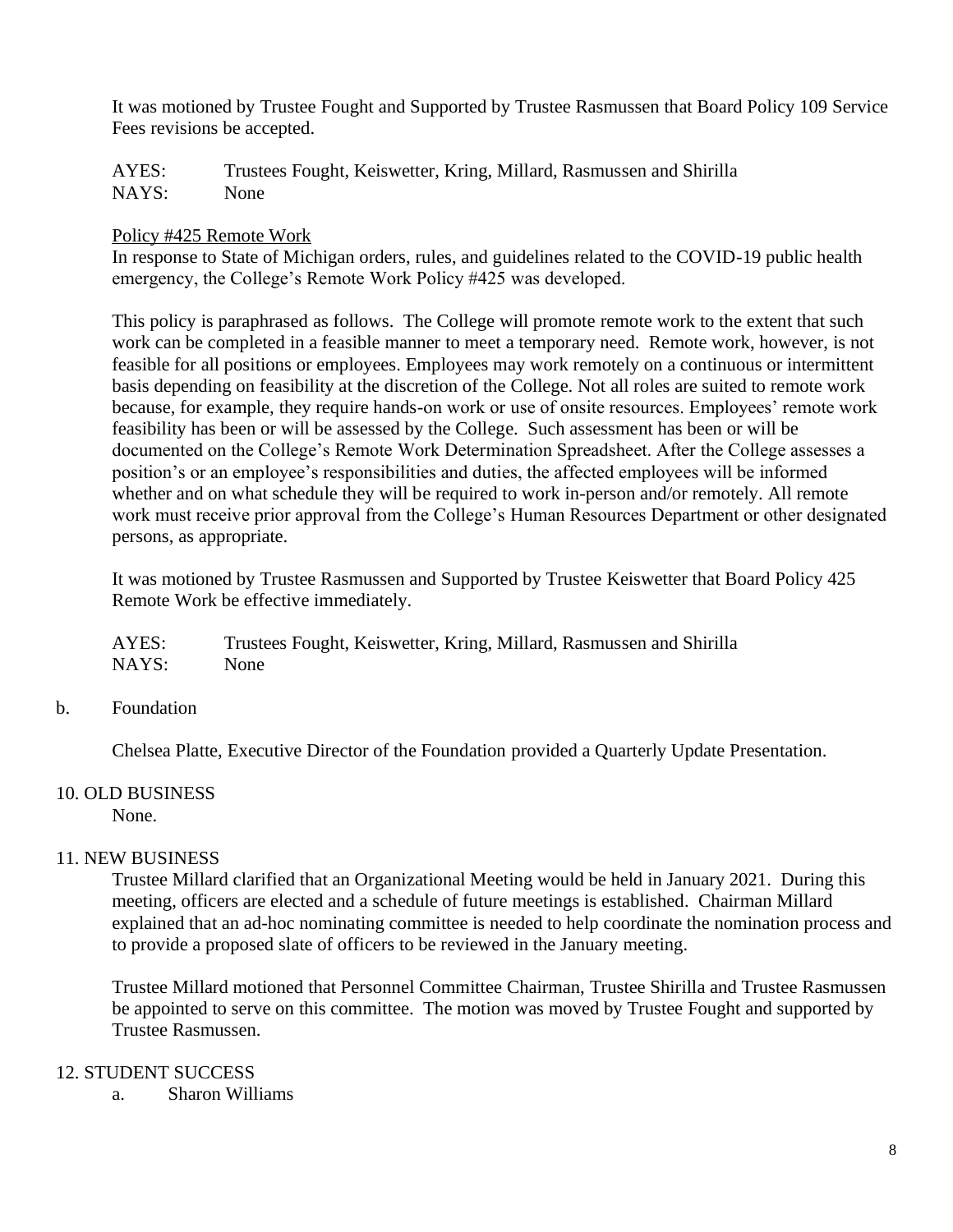It was motioned by Trustee Fought and Supported by Trustee Rasmussen that Board Policy 109 Service Fees revisions be accepted.

AYES: Trustees Fought, Keiswetter, Kring, Millard, Rasmussen and Shirilla
NAYS: None

Policy #425 Remote Work

In response to State of Michigan orders, rules, and guidelines related to the COVID-19 public health emergency, the College's Remote Work Policy #425 was developed.

This policy is paraphrased as follows. The College will promote remote work to the extent that such work can be completed in a feasible manner to meet a temporary need. Remote work, however, is not feasible for all positions or employees. Employees may work remotely on a continuous or intermittent basis depending on feasibility at the discretion of the College. Not all roles are suited to remote work because, for example, they require hands-on work or use of onsite resources. Employees' remote work feasibility has been or will be assessed by the College. Such assessment has been or will be documented on the College's Remote Work Determination Spreadsheet. After the College assesses a position's or an employee's responsibilities and duties, the affected employees will be informed whether and on what schedule they will be required to work in-person and/or remotely. All remote work must receive prior approval from the College's Human Resources Department or other designated persons, as appropriate.

It was motioned by Trustee Rasmussen and Supported by Trustee Keiswetter that Board Policy 425 Remote Work be effective immediately.

AYES: Trustees Fought, Keiswetter, Kring, Millard, Rasmussen and Shirilla
NAYS: None

b. Foundation

Chelsea Platte, Executive Director of the Foundation provided a Quarterly Update Presentation.

10. OLD BUSINESS

None.

11. NEW BUSINESS

Trustee Millard clarified that an Organizational Meeting would be held in January 2021. During this meeting, officers are elected and a schedule of future meetings is established. Chairman Millard explained that an ad-hoc nominating committee is needed to help coordinate the nomination process and to provide a proposed slate of officers to be reviewed in the January meeting.

Trustee Millard motioned that Personnel Committee Chairman, Trustee Shirilla and Trustee Rasmussen be appointed to serve on this committee. The motion was moved by Trustee Fought and supported by Trustee Rasmussen.

12. STUDENT SUCCESS

a. Sharon Williams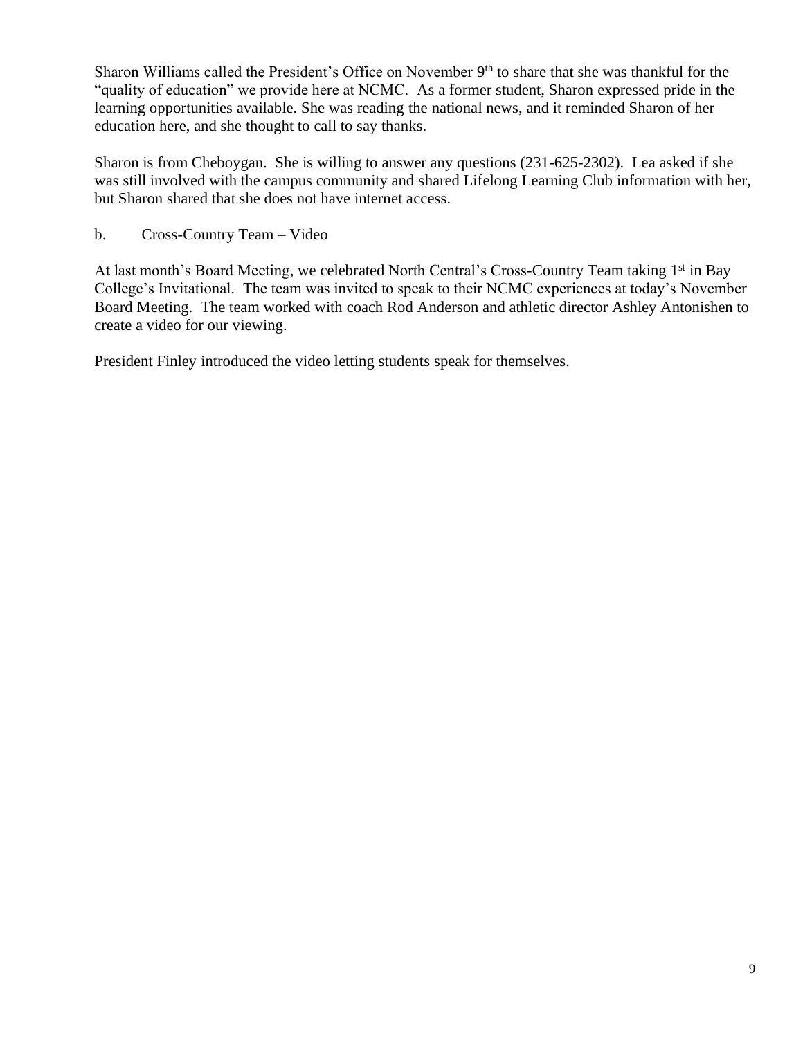Sharon Williams called the President's Office on November 9th to share that she was thankful for the "quality of education" we provide here at NCMC. As a former student, Sharon expressed pride in the learning opportunities available. She was reading the national news, and it reminded Sharon of her education here, and she thought to call to say thanks.

Sharon is from Cheboygan. She is willing to answer any questions (231-625-2302). Lea asked if she was still involved with the campus community and shared Lifelong Learning Club information with her, but Sharon shared that she does not have internet access.

b. Cross-Country Team – Video

At last month's Board Meeting, we celebrated North Central's Cross-Country Team taking 1st in Bay College's Invitational. The team was invited to speak to their NCMC experiences at today's November Board Meeting. The team worked with coach Rod Anderson and athletic director Ashley Antonishen to create a video for our viewing.

President Finley introduced the video letting students speak for themselves.